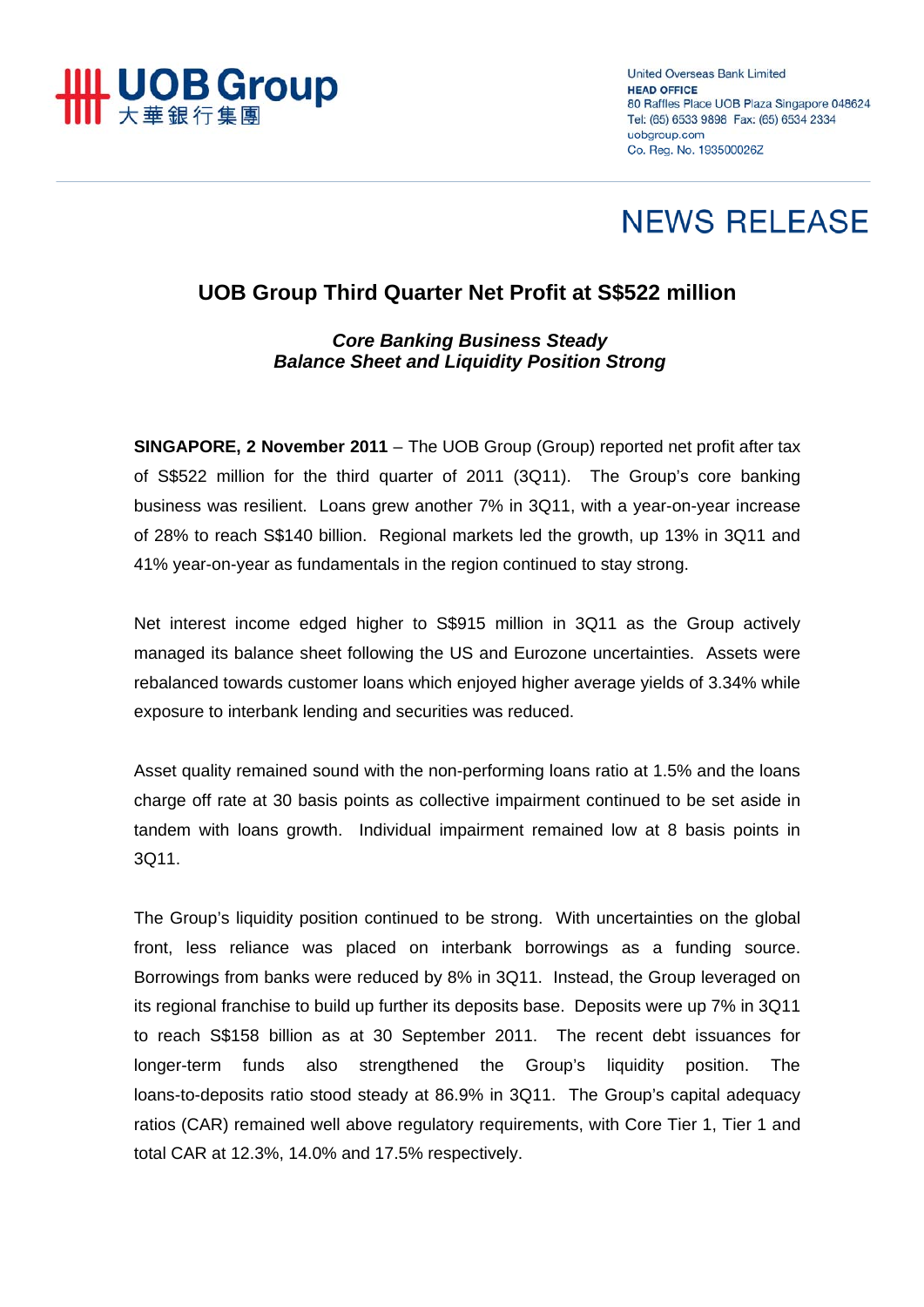**UOB Group**
大華銀行集團

United Overseas Bank Limited
**HEAD OFFICE**
80 Raffles Place UOB Plaza Singapore 048624
Tel: (65) 6533 9898 Fax: (65) 6534 2334
uobgroup.com
Co. Reg. No. 193500026Z

# NEWS RELEASE

## UOB Group Third Quarter Net Profit at S$522 million

***Core Banking Business Steady***
***Balance Sheet and Liquidity Position Strong***

**SINGAPORE, 2 November 2011** – The UOB Group (Group) reported net profit after tax of S$522 million for the third quarter of 2011 (3Q11). The Group's core banking business was resilient. Loans grew another 7% in 3Q11, with a year-on-year increase of 28% to reach S$140 billion. Regional markets led the growth, up 13% in 3Q11 and 41% year-on-year as fundamentals in the region continued to stay strong.

Net interest income edged higher to S$915 million in 3Q11 as the Group actively managed its balance sheet following the US and Eurozone uncertainties. Assets were rebalanced towards customer loans which enjoyed higher average yields of 3.34% while exposure to interbank lending and securities was reduced.

Asset quality remained sound with the non-performing loans ratio at 1.5% and the loans charge off rate at 30 basis points as collective impairment continued to be set aside in tandem with loans growth. Individual impairment remained low at 8 basis points in 3Q11.

The Group's liquidity position continued to be strong. With uncertainties on the global front, less reliance was placed on interbank borrowings as a funding source. Borrowings from banks were reduced by 8% in 3Q11. Instead, the Group leveraged on its regional franchise to build up further its deposits base. Deposits were up 7% in 3Q11 to reach S$158 billion as at 30 September 2011. The recent debt issuances for longer-term funds also strengthened the Group's liquidity position. The loans-to-deposits ratio stood steady at 86.9% in 3Q11. The Group's capital adequacy ratios (CAR) remained well above regulatory requirements, with Core Tier 1, Tier 1 and total CAR at 12.3%, 14.0% and 17.5% respectively.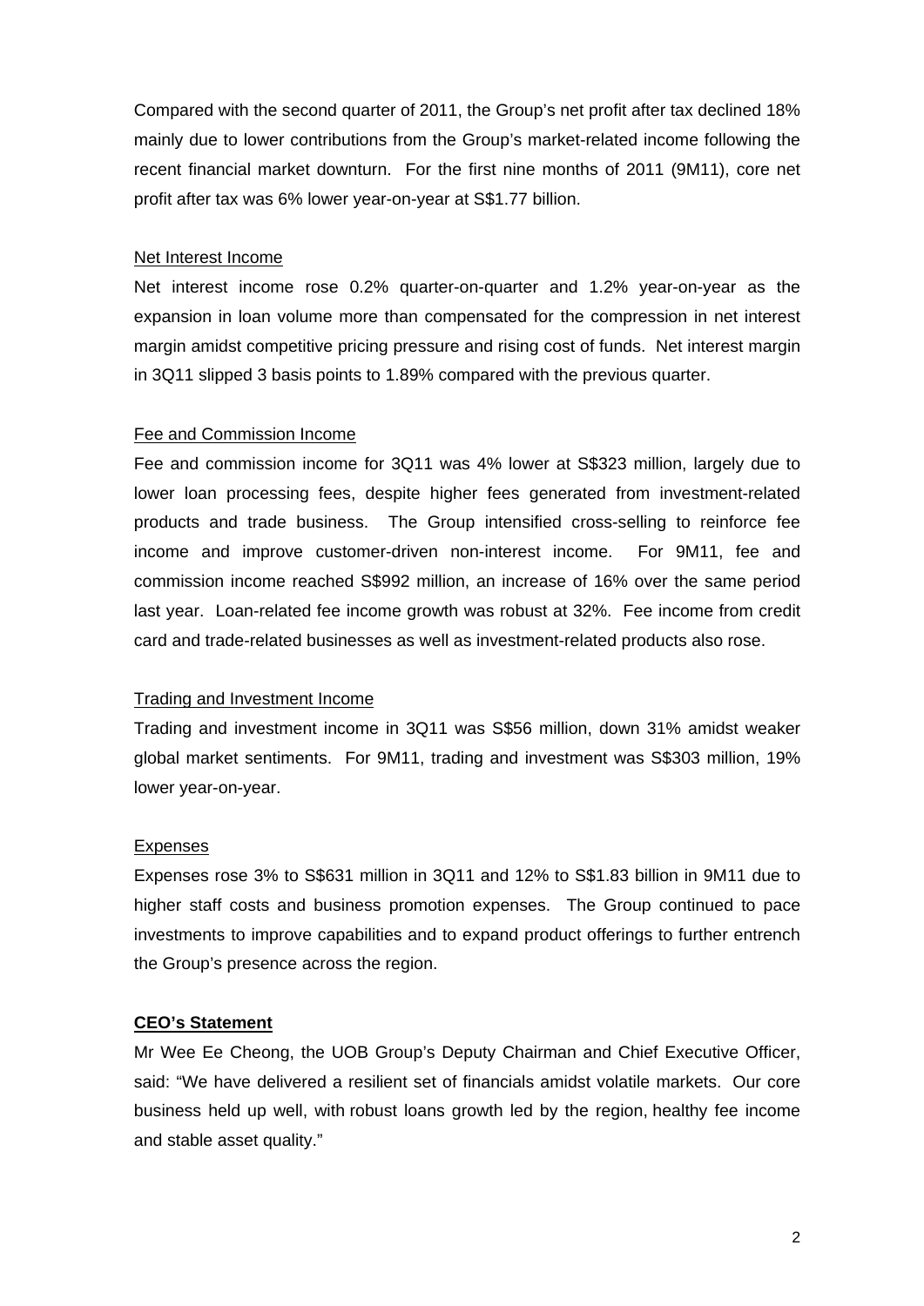Compared with the second quarter of 2011, the Group's net profit after tax declined 18% mainly due to lower contributions from the Group's market-related income following the recent financial market downturn. For the first nine months of 2011 (9M11), core net profit after tax was 6% lower year-on-year at S$1.77 billion.

<u>Net Interest Income</u>

Net interest income rose 0.2% quarter-on-quarter and 1.2% year-on-year as the expansion in loan volume more than compensated for the compression in net interest margin amidst competitive pricing pressure and rising cost of funds. Net interest margin in 3Q11 slipped 3 basis points to 1.89% compared with the previous quarter.

<u>Fee and Commission Income</u>

Fee and commission income for 3Q11 was 4% lower at S$323 million, largely due to lower loan processing fees, despite higher fees generated from investment-related products and trade business. The Group intensified cross-selling to reinforce fee income and improve customer-driven non-interest income. For 9M11, fee and commission income reached S$992 million, an increase of 16% over the same period last year. Loan-related fee income growth was robust at 32%. Fee income from credit card and trade-related businesses as well as investment-related products also rose.

<u>Trading and Investment Income</u>

Trading and investment income in 3Q11 was S$56 million, down 31% amidst weaker global market sentiments. For 9M11, trading and investment was S$303 million, 19% lower year-on-year.

<u>Expenses</u>

Expenses rose 3% to S$631 million in 3Q11 and 12% to S$1.83 billion in 9M11 due to higher staff costs and business promotion expenses. The Group continued to pace investments to improve capabilities and to expand product offerings to further entrench the Group's presence across the region.

**<u>CEO's Statement</u>**

Mr Wee Ee Cheong, the UOB Group's Deputy Chairman and Chief Executive Officer, said: "We have delivered a resilient set of financials amidst volatile markets. Our core business held up well, with robust loans growth led by the region, healthy fee income and stable asset quality."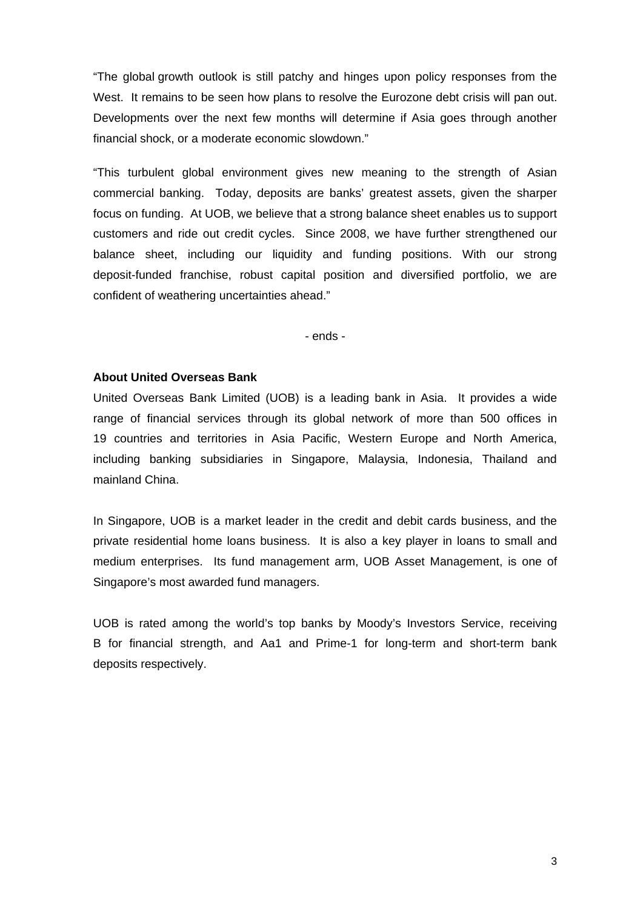"The global growth outlook is still patchy and hinges upon policy responses from the West. It remains to be seen how plans to resolve the Eurozone debt crisis will pan out. Developments over the next few months will determine if Asia goes through another financial shock, or a moderate economic slowdown."

"This turbulent global environment gives new meaning to the strength of Asian commercial banking. Today, deposits are banks' greatest assets, given the sharper focus on funding. At UOB, we believe that a strong balance sheet enables us to support customers and ride out credit cycles. Since 2008, we have further strengthened our balance sheet, including our liquidity and funding positions. With our strong deposit-funded franchise, robust capital position and diversified portfolio, we are confident of weathering uncertainties ahead."

- ends -

**About United Overseas Bank**

United Overseas Bank Limited (UOB) is a leading bank in Asia. It provides a wide range of financial services through its global network of more than 500 offices in 19 countries and territories in Asia Pacific, Western Europe and North America, including banking subsidiaries in Singapore, Malaysia, Indonesia, Thailand and mainland China.

In Singapore, UOB is a market leader in the credit and debit cards business, and the private residential home loans business. It is also a key player in loans to small and medium enterprises. Its fund management arm, UOB Asset Management, is one of Singapore's most awarded fund managers.

UOB is rated among the world's top banks by Moody's Investors Service, receiving B for financial strength, and Aa1 and Prime-1 for long-term and short-term bank deposits respectively.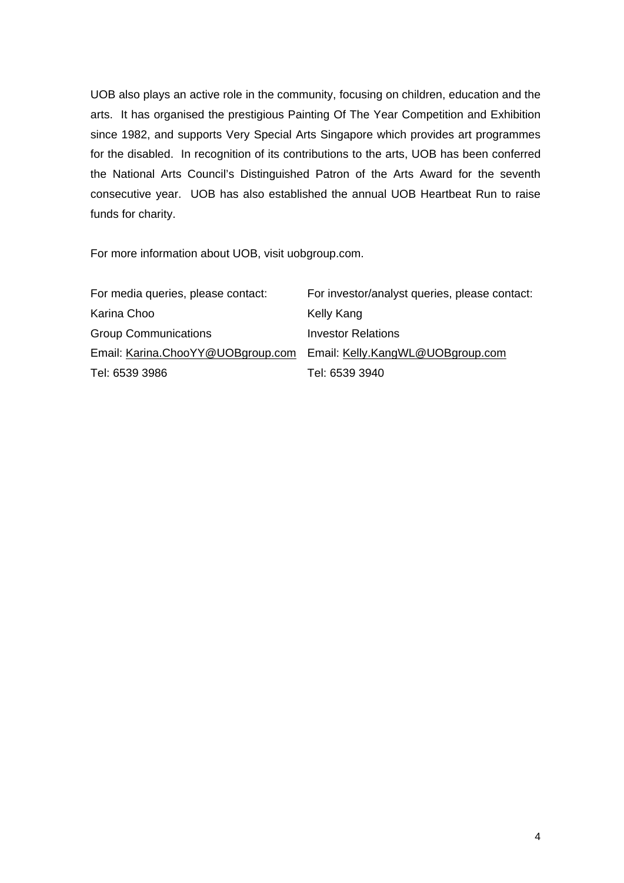UOB also plays an active role in the community, focusing on children, education and the arts. It has organised the prestigious Painting Of The Year Competition and Exhibition since 1982, and supports Very Special Arts Singapore which provides art programmes for the disabled. In recognition of its contributions to the arts, UOB has been conferred the National Arts Council's Distinguished Patron of the Arts Award for the seventh consecutive year. UOB has also established the annual UOB Heartbeat Run to raise funds for charity.

For more information about UOB, visit uobgroup.com.

| | |
|---|---|
| For media queries, please contact: | For investor/analyst queries, please contact: |
| Karina Choo | Kelly Kang |
| Group Communications | Investor Relations |
| Email: Karina.ChooYY@UOBgroup.com | Email: Kelly.KangWL@UOBgroup.com |
| Tel: 6539 3986 | Tel: 6539 3940 |